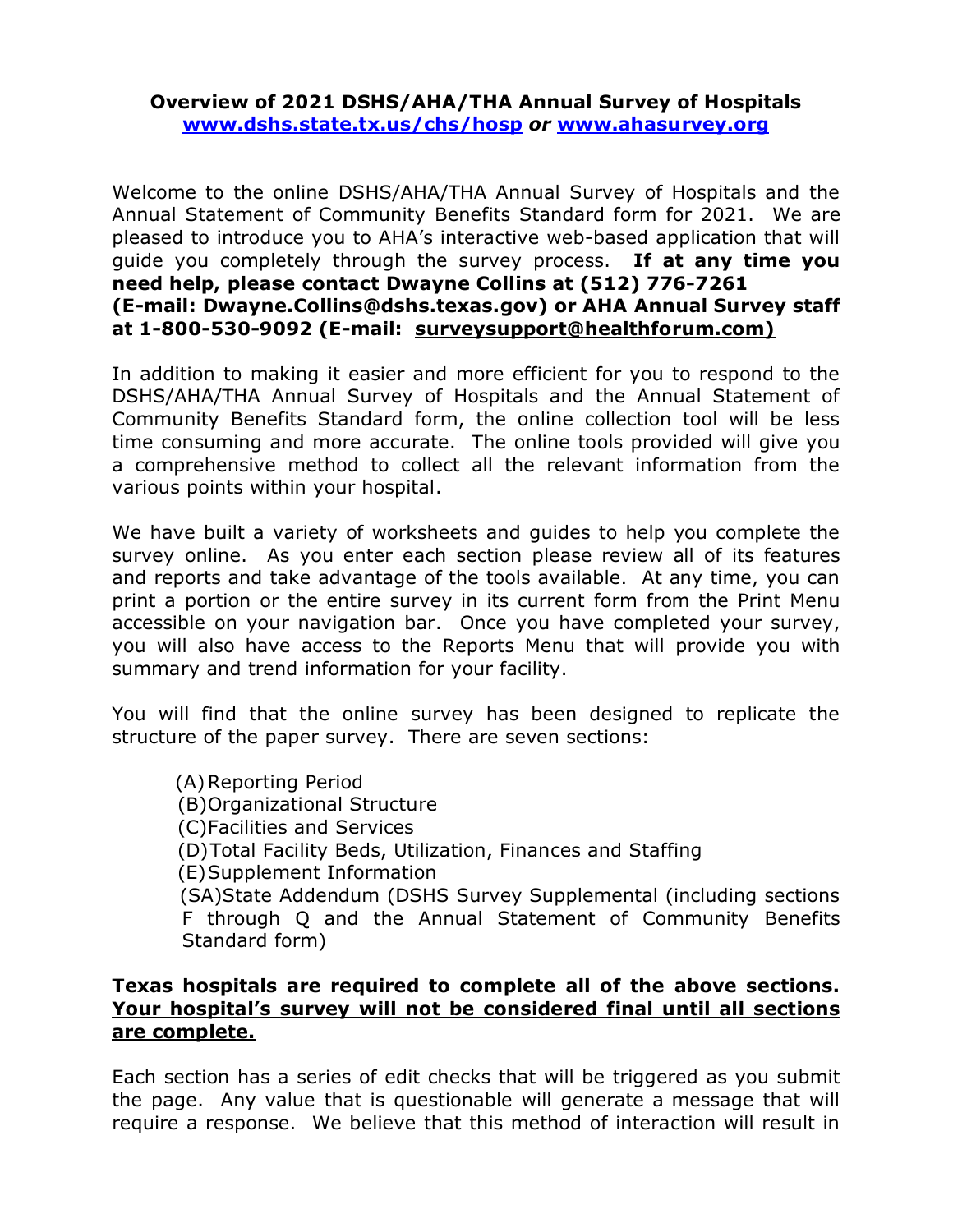## Overview of 2021 DSHS/AHA/THA Annual Survey of Hospitals

**[www.dshs.state.tx.us/chs/hosp](http://www.dshs.state.tx.us/chs/hosp) *or* [www.ahasurvey.org](http://www.ahasurvey.org)**

Welcome to the online DSHS/AHA/THA Annual Survey of Hospitals and the Annual Statement of Community Benefits Standard form for 2021. We are pleased to introduce you to AHA's interactive web-based application that will guide you completely through the survey process. **If at any time you need help, please contact Dwayne Collins at (512) 776-7261 (E-mail: Dwayne.Collins@dshs.texas.gov) or AHA Annual Survey staff at 1-800-530-9092 (E-mail: surveysupport@healthforum.com)**

In addition to making it easier and more efficient for you to respond to the DSHS/AHA/THA Annual Survey of Hospitals and the Annual Statement of Community Benefits Standard form, the online collection tool will be less time consuming and more accurate. The online tools provided will give you a comprehensive method to collect all the relevant information from the various points within your hospital.

We have built a variety of worksheets and guides to help you complete the survey online. As you enter each section please review all of its features and reports and take advantage of the tools available. At any time, you can print a portion or the entire survey in its current form from the Print Menu accessible on your navigation bar. Once you have completed your survey, you will also have access to the Reports Menu that will provide you with summary and trend information for your facility.

You will find that the online survey has been designed to replicate the structure of the paper survey. There are seven sections:

- (A) Reporting Period
- (B) Organizational Structure
- (C) Facilities and Services
- (D) Total Facility Beds, Utilization, Finances and Staffing
- (E) Supplement Information
- (SA) State Addendum (DSHS Survey Supplemental (including sections F through Q and the Annual Statement of Community Benefits Standard form)

**Texas hospitals are required to complete all of the above sections. <u>Your hospital's survey will not be considered final until all sections are complete.</u>**

Each section has a series of edit checks that will be triggered as you submit the page. Any value that is questionable will generate a message that will require a response. We believe that this method of interaction will result in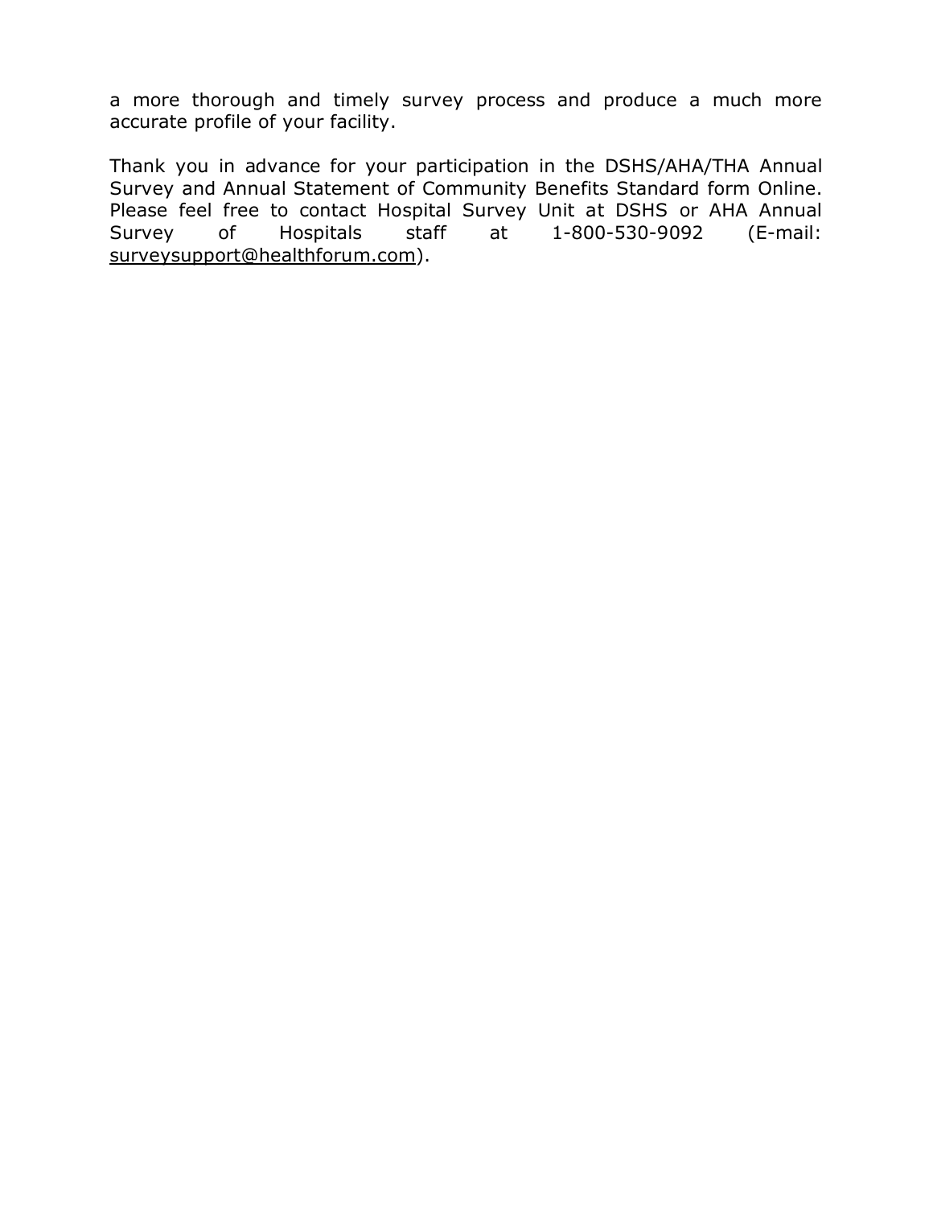a more thorough and timely survey process and produce a much more accurate profile of your facility.

Thank you in advance for your participation in the DSHS/AHA/THA Annual Survey and Annual Statement of Community Benefits Standard form Online. Please feel free to contact Hospital Survey Unit at DSHS or AHA Annual Survey of Hospitals staff at 1-800-530-9092 (E-mail: surveysupport@healthforum.com).